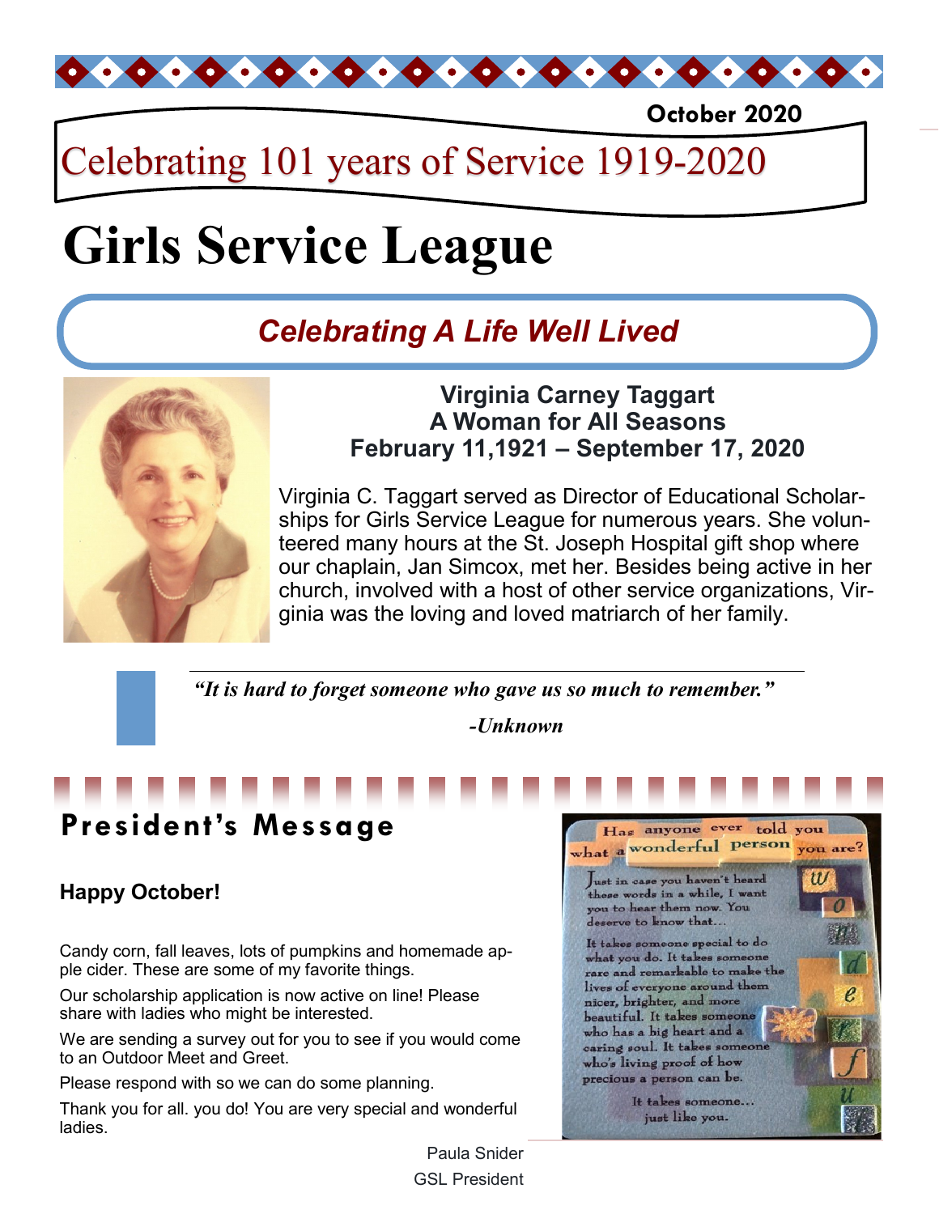October 2020

Celebrating 101 years of Service 1919-2020

# Girls Service League

## *Celebrating A Life Well Lived*

**Virginia Carney Taggart**
**A Woman for All Seasons**
**February 11,1921 – September 17, 2020**

Virginia C. Taggart served as Director of Educational Scholarships for Girls Service League for numerous years. She volunteered many hours at the St. Joseph Hospital gift shop where our chaplain, Jan Simcox, met her. Besides being active in her church, involved with a host of other service organizations, Virginia was the loving and loved matriarch of her family.

> ***"It is hard to forget someone who gave us so much to remember."***
>
> ***-Unknown***

## President's Message

**Happy October!**

Candy corn, fall leaves, lots of pumpkins and homemade apple cider. These are some of my favorite things.

Our scholarship application is now active on line! Please share with ladies who might be interested.

We are sending a survey out for you to see if you would come to an Outdoor Meet and Greet.

Please respond with so we can do some planning.

Thank you for all. you do! You are very special and wonderful ladies.

Paula Snider
GSL President

Has anyone ever told you what a wonderful person you are?

Just in case you haven't heard these words in a while, I want you to hear them now. You deserve to know that...

It takes someone special to do what you do. It takes someone rare and remarkable to make the lives of everyone around them nicer, brighter, and more beautiful. It takes someone who has a big heart and a caring soul. It takes someone who's living proof of how precious a person can be.

It takes someone... just like you.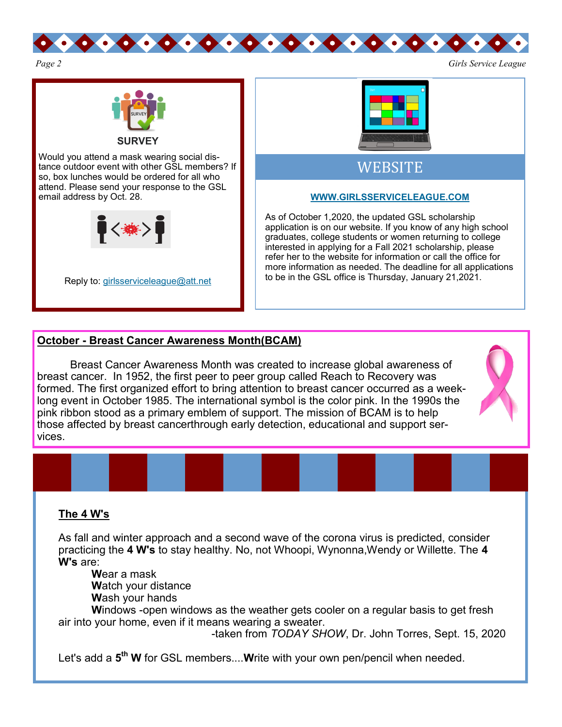## SURVEY

Would you attend a mask wearing social distance outdoor event with other GSL members? If so, box lunches would be ordered for all who attend. Please send your response to the GSL email address by Oct. 28.

Reply to: girlsserviceleague@att.net

## WEBSITE

**WWW.GIRLSSERVICELEAGUE.COM**

As of October 1,2020, the updated GSL scholarship application is on our website. If you know of any high school graduates, college students or women returning to college interested in applying for a Fall 2021 scholarship, please refer her to the website for information or call the office for more information as needed. The deadline for all applications to be in the GSL office is Thursday, January 21,2021.

## October - Breast Cancer Awareness Month(BCAM)

Breast Cancer Awareness Month was created to increase global awareness of breast cancer. In 1952, the first peer to peer group called Reach to Recovery was formed. The first organized effort to bring attention to breast cancer occurred as a week-long event in October 1985. The international symbol is the color pink. In the 1990s the pink ribbon stood as a primary emblem of support. The mission of BCAM is to help those affected by breast cancerthrough early detection, educational and support services.

## The 4 W's

As fall and winter approach and a second wave of the corona virus is predicted, consider practicing the **4 W's** to stay healthy. No, not Whoopi, Wynonna,Wendy or Willette. The **4 W's** are:

- **W**ear a mask
- **W**atch your distance
- **W**ash your hands
- **W**indows -open windows as the weather gets cooler on a regular basis to get fresh air into your home, even if it means wearing a sweater.

-taken from *TODAY SHOW*, Dr. John Torres, Sept. 15, 2020

Let's add a **5th W** for GSL members....**W**rite with your own pen/pencil when needed.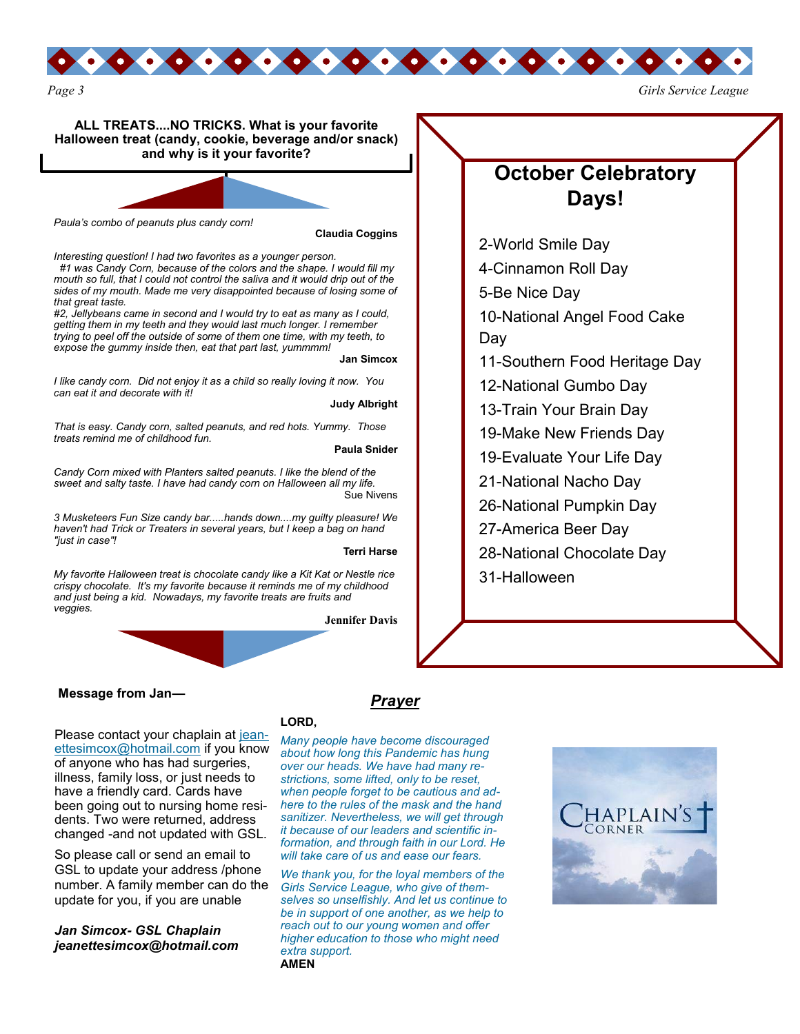**ALL TREATS....NO TRICKS. What is your favorite Halloween treat (candy, cookie, beverage and/or snack) and why is it your favorite?**

*Paula's combo of peanuts plus candy corn!*

**Claudia Coggins**

*Interesting question! I had two favorites as a younger person.*
*#1 was Candy Corn, because of the colors and the shape. I would fill my mouth so full, that I could not control the saliva and it would drip out of the sides of my mouth. Made me very disappointed because of losing some of that great taste.*
*#2, Jellybeans came in second and I would try to eat as many as I could, getting them in my teeth and they would last much longer. I remember trying to peel off the outside of some of them one time, with my teeth, to expose the gummy inside then, eat that part last, yummmm!*

**Jan Simcox**

*I like candy corn. Did not enjoy it as a child so really loving it now. You can eat it and decorate with it!*

**Judy Albright**

*That is easy. Candy corn, salted peanuts, and red hots. Yummy. Those treats remind me of childhood fun.*

**Paula Snider**

*Candy Corn mixed with Planters salted peanuts. I like the blend of the sweet and salty taste. I have had candy corn on Halloween all my life.*

Sue Nivens

*3 Musketeers Fun Size candy bar.....hands down....my guilty pleasure! We haven't had Trick or Treaters in several years, but I keep a bag on hand "just in case"!*

**Terri Harse**

*My favorite Halloween treat is chocolate candy like a Kit Kat or Nestle rice crispy chocolate. It's my favorite because it reminds me of my childhood and just being a kid. Nowadays, my favorite treats are fruits and veggies.*

**Jennifer Davis**

## October Celebratory Days!

2-World Smile Day
4-Cinnamon Roll Day
5-Be Nice Day
10-National Angel Food Cake Day
11-Southern Food Heritage Day
12-National Gumbo Day
13-Train Your Brain Day
19-Make New Friends Day
19-Evaluate Your Life Day
21-National Nacho Day
26-National Pumpkin Day
27-America Beer Day
28-National Chocolate Day
31-Halloween

**Message from Jan—**

Please contact your chaplain at jeanettesimcox@hotmail.com if you know of anyone who has had surgeries, illness, family loss, or just needs to have a friendly card. Cards have been going out to nursing home residents. Two were returned, address changed -and not updated with GSL.

So please call or send an email to GSL to update your address /phone number. A family member can do the update for you, if you are unable

***Jan Simcox- GSL Chaplain***
***jeanettesimcox@hotmail.com***

## ***Prayer***

**LORD,**

*Many people have become discouraged about how long this Pandemic has hung over our heads. We have had many restrictions, some lifted, only to be reset, when people forget to be cautious and adhere to the rules of the mask and the hand sanitizer. Nevertheless, we will get through it because of our leaders and scientific information, and through faith in our Lord. He will take care of us and ease our fears.*

*We thank you, for the loyal members of the Girls Service League, who give of themselves so unselfishly. And let us continue to be in support of one another, as we help to reach out to our young women and offer higher education to those who might need extra support.*

**AMEN**

CHAPLAIN'S CORNER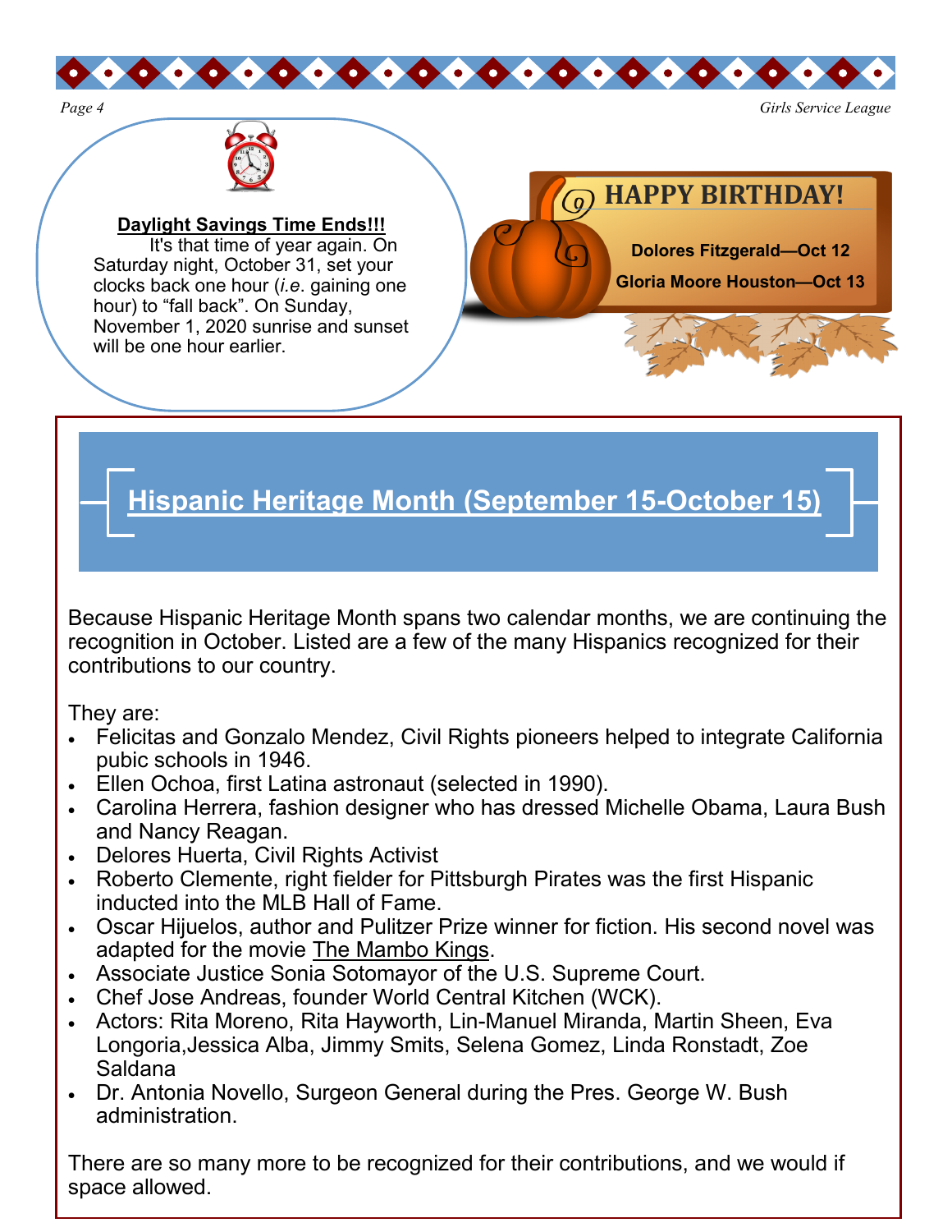**Daylight Savings Time Ends!!!**

It's that time of year again. On Saturday night, October 31, set your clocks back one hour (*i.e*. gaining one hour) to "fall back". On Sunday, November 1, 2020 sunrise and sunset will be one hour earlier.

## HAPPY BIRTHDAY!

**Dolores Fitzgerald—Oct 12**

**Gloria Moore Houston—Oct 13**

## Hispanic Heritage Month (September 15-October 15)

Because Hispanic Heritage Month spans two calendar months, we are continuing the recognition in October. Listed are a few of the many Hispanics recognized for their contributions to our country.

They are:

- Felicitas and Gonzalo Mendez, Civil Rights pioneers helped to integrate California pubic schools in 1946.
- Ellen Ochoa, first Latina astronaut (selected in 1990).
- Carolina Herrera, fashion designer who has dressed Michelle Obama, Laura Bush and Nancy Reagan.
- Delores Huerta, Civil Rights Activist
- Roberto Clemente, right fielder for Pittsburgh Pirates was the first Hispanic inducted into the MLB Hall of Fame.
- Oscar Hijuelos, author and Pulitzer Prize winner for fiction. His second novel was adapted for the movie The Mambo Kings.
- Associate Justice Sonia Sotomayor of the U.S. Supreme Court.
- Chef Jose Andreas, founder World Central Kitchen (WCK).
- Actors: Rita Moreno, Rita Hayworth, Lin-Manuel Miranda, Martin Sheen, Eva Longoria,Jessica Alba, Jimmy Smits, Selena Gomez, Linda Ronstadt, Zoe Saldana
- Dr. Antonia Novello, Surgeon General during the Pres. George W. Bush administration.

There are so many more to be recognized for their contributions, and we would if space allowed.